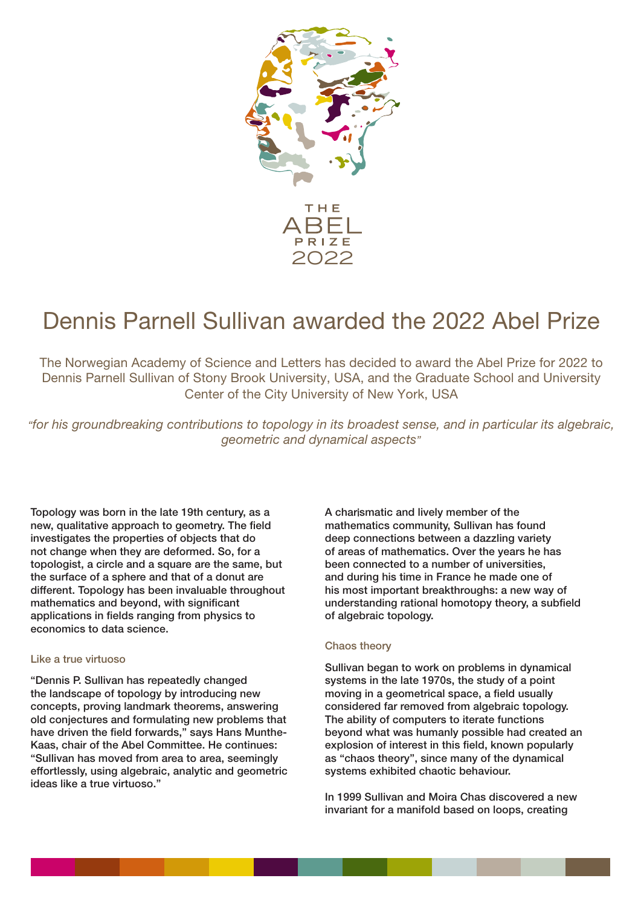THE ABEL PRIZE 2022

# Dennis Parnell Sullivan awarded the 2022 Abel Prize

The Norwegian Academy of Science and Letters has decided to award the Abel Prize for 2022 to Dennis Parnell Sullivan of Stony Brook University, USA, and the Graduate School and University Center of the City University of New York, USA

*"for his groundbreaking contributions to topology in its broadest sense, and in particular its algebraic, geometric and dynamical aspects"*

Topology was born in the late 19th century, as a new, qualitative approach to geometry. The field investigates the properties of objects that do not change when they are deformed. So, for a topologist, a circle and a square are the same, but the surface of a sphere and that of a donut are different. Topology has been invaluable throughout mathematics and beyond, with significant applications in fields ranging from physics to economics to data science.

### Like a true virtuoso

"Dennis P. Sullivan has repeatedly changed the landscape of topology by introducing new concepts, proving landmark theorems, answering old conjectures and formulating new problems that have driven the field forwards," says Hans Munthe-Kaas, chair of the Abel Committee. He continues: "Sullivan has moved from area to area, seemingly effortlessly, using algebraic, analytic and geometric ideas like a true virtuoso."

A charismatic and lively member of the mathematics community, Sullivan has found deep connections between a dazzling variety of areas of mathematics. Over the years he has been connected to a number of universities, and during his time in France he made one of his most important breakthroughs: a new way of understanding rational homotopy theory, a subfield of algebraic topology.

### Chaos theory

Sullivan began to work on problems in dynamical systems in the late 1970s, the study of a point moving in a geometrical space, a field usually considered far removed from algebraic topology. The ability of computers to iterate functions beyond what was humanly possible had created an explosion of interest in this field, known popularly as "chaos theory", since many of the dynamical systems exhibited chaotic behaviour.

In 1999 Sullivan and Moira Chas discovered a new invariant for a manifold based on loops, creating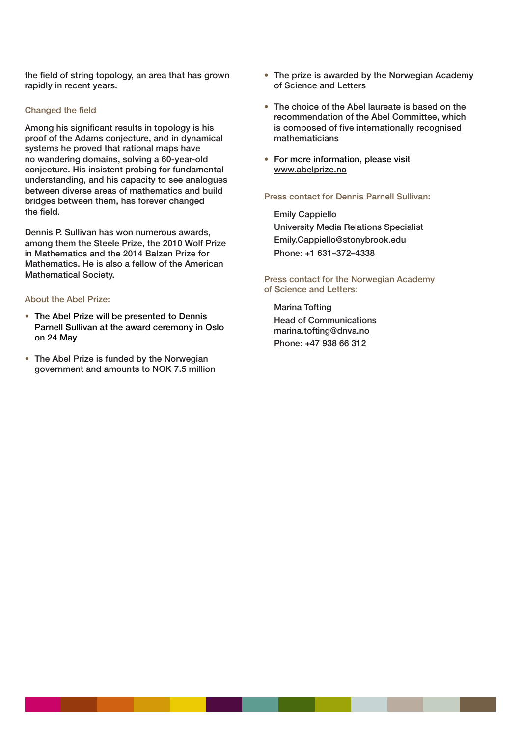the field of string topology, an area that has grown rapidly in recent years.

### Changed the field

Among his significant results in topology is his proof of the Adams conjecture, and in dynamical systems he proved that rational maps have no wandering domains, solving a 60-year-old conjecture. His insistent probing for fundamental understanding, and his capacity to see analogues between diverse areas of mathematics and build bridges between them, has forever changed the field.

Dennis P. Sullivan has won numerous awards, among them the Steele Prize, the 2010 Wolf Prize in Mathematics and the 2014 Balzan Prize for Mathematics. He is also a fellow of the American Mathematical Society.

### About the Abel Prize:

- The Abel Prize will be presented to Dennis Parnell Sullivan at the award ceremony in Oslo on 24 May
- The Abel Prize is funded by the Norwegian government and amounts to NOK 7.5 million
- The prize is awarded by the Norwegian Academy of Science and Letters
- The choice of the Abel laureate is based on the recommendation of the Abel Committee, which is composed of five internationally recognised mathematicians
- For more information, please visit www.abelprize.no

### Press contact for Dennis Parnell Sullivan:

Emily Cappiello
University Media Relations Specialist
Emily.Cappiello@stonybrook.edu
Phone: +1 631–372–4338

### Press contact for the Norwegian Academy of Science and Letters:

Marina Tofting
Head of Communications
marina.tofting@dnva.no
Phone: +47 938 66 312